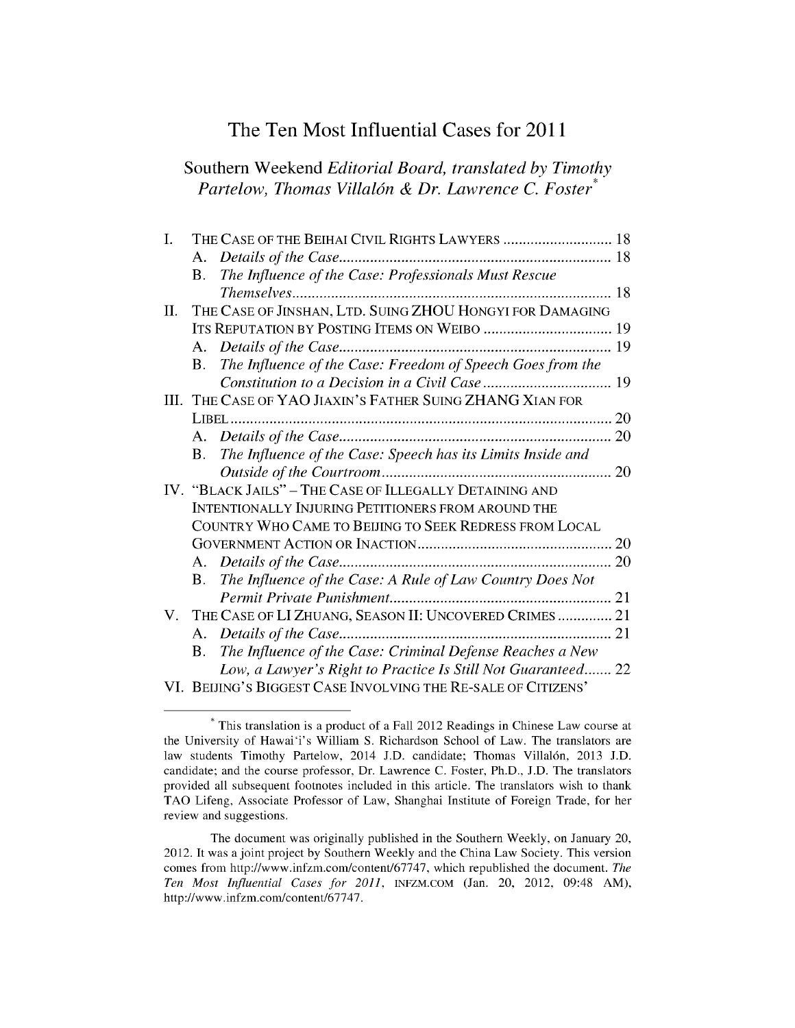# The Ten Most Influential Cases for 2011

## Southern Weekend *Editorial Board, translated by Timothy Partelow, Thomas Villalón & Dr. Lawrence C. Foster*[*]

I. THE CASE OF THE BEIHAI CIVIL RIGHTS LAWYERS ............................ 18
   A. *Details of the Case* ...................................................................... 18
   B. *The Influence of the Case: Professionals Must Rescue Themselves* .................................................................................. 18
II. THE CASE OF JINSHAN, LTD. SUING ZHOU HONGYI FOR DAMAGING ITS REPUTATION BY POSTING ITEMS ON WEIBO ................................. 19
   A. *Details of the Case* ...................................................................... 19
   B. *The Influence of the Case: Freedom of Speech Goes from the Constitution to a Decision in a Civil Case* ................................. 19
III. THE CASE OF YAO JIAXIN'S FATHER SUING ZHANG XIAN FOR LIBEL ................................................................................................. 20
   A. *Details of the Case* ...................................................................... 20
   B. *The Influence of the Case: Speech has its Limits Inside and Outside of the Courtroom* ........................................................... 20
IV. "BLACK JAILS" – THE CASE OF ILLEGALLY DETAINING AND INTENTIONALLY INJURING PETITIONERS FROM AROUND THE COUNTRY WHO CAME TO BEIJING TO SEEK REDRESS FROM LOCAL GOVERNMENT ACTION OR INACTION .................................................. 20
   A. *Details of the Case* ...................................................................... 20
   B. *The Influence of the Case: A Rule of Law Country Does Not Permit Private Punishment* ......................................................... 21
V. THE CASE OF LI ZHUANG, SEASON II: UNCOVERED CRIMES .............. 21
   A. *Details of the Case* ...................................................................... 21
   B. *The Influence of the Case: Criminal Defense Reaches a New Low, a Lawyer's Right to Practice Is Still Not Guaranteed* ....... 22
VI. BEIJING'S BIGGEST CASE INVOLVING THE RE-SALE OF CITIZENS'

---

[*] This translation is a product of a Fall 2012 Readings in Chinese Law course at the University of Hawai'i's William S. Richardson School of Law. The translators are law students Timothy Partelow, 2014 J.D. candidate; Thomas Villalón, 2013 J.D. candidate; and the course professor, Dr. Lawrence C. Foster, Ph.D., J.D. The translators provided all subsequent footnotes included in this article. The translators wish to thank TAO Lifeng, Associate Professor of Law, Shanghai Institute of Foreign Trade, for her review and suggestions.

The document was originally published in the Southern Weekly, on January 20, 2012. It was a joint project by Southern Weekly and the China Law Society. This version comes from http://www.infzm.com/content/67747, which republished the document. *The Ten Most Influential Cases for 2011*, INFZM.COM (Jan. 20, 2012, 09:48 AM), http://www.infzm.com/content/67747.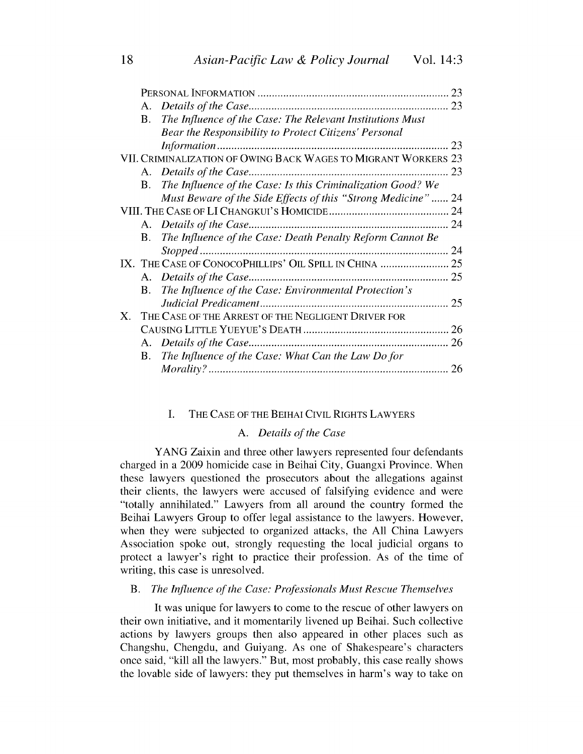PERSONAL INFORMATION ... 23

A. *Details of the Case* ... 23

B. *The Influence of the Case: The Relevant Institutions Must Bear the Responsibility to Protect Citizens' Personal Information* ... 23

VII. CRIMINALIZATION OF OWING BACK WAGES TO MIGRANT WORKERS 23

A. *Details of the Case* ... 23

B. *The Influence of the Case: Is this Criminalization Good? We Must Beware of the Side Effects of this "Strong Medicine"* ... 24

VIII. THE CASE OF LI CHANGKUI'S HOMICIDE ... 24

A. *Details of the Case* ... 24

B. *The Influence of the Case: Death Penalty Reform Cannot Be Stopped* ... 24

IX. THE CASE OF CONOCOPHILLIPS' OIL SPILL IN CHINA ... 25

A. *Details of the Case* ... 25

B. *The Influence of the Case: Environmental Protection's Judicial Predicament* ... 25

X. THE CASE OF THE ARREST OF THE NEGLIGENT DRIVER FOR CAUSING LITTLE YUEYUE'S DEATH ... 26

A. *Details of the Case* ... 26

B. *The Influence of the Case: What Can the Law Do for Morality?* ... 26

## I. THE CASE OF THE BEIHAI CIVIL RIGHTS LAWYERS

### A. *Details of the Case*

YANG Zaixin and three other lawyers represented four defendants charged in a 2009 homicide case in Beihai City, Guangxi Province. When these lawyers questioned the prosecutors about the allegations against their clients, the lawyers were accused of falsifying evidence and were "totally annihilated." Lawyers from all around the country formed the Beihai Lawyers Group to offer legal assistance to the lawyers. However, when they were subjected to organized attacks, the All China Lawyers Association spoke out, strongly requesting the local judicial organs to protect a lawyer's right to practice their profession. As of the time of writing, this case is unresolved.

### B. *The Influence of the Case: Professionals Must Rescue Themselves*

It was unique for lawyers to come to the rescue of other lawyers on their own initiative, and it momentarily livened up Beihai. Such collective actions by lawyers groups then also appeared in other places such as Changshu, Chengdu, and Guiyang. As one of Shakespeare's characters once said, "kill all the lawyers." But, most probably, this case really shows the lovable side of lawyers: they put themselves in harm's way to take on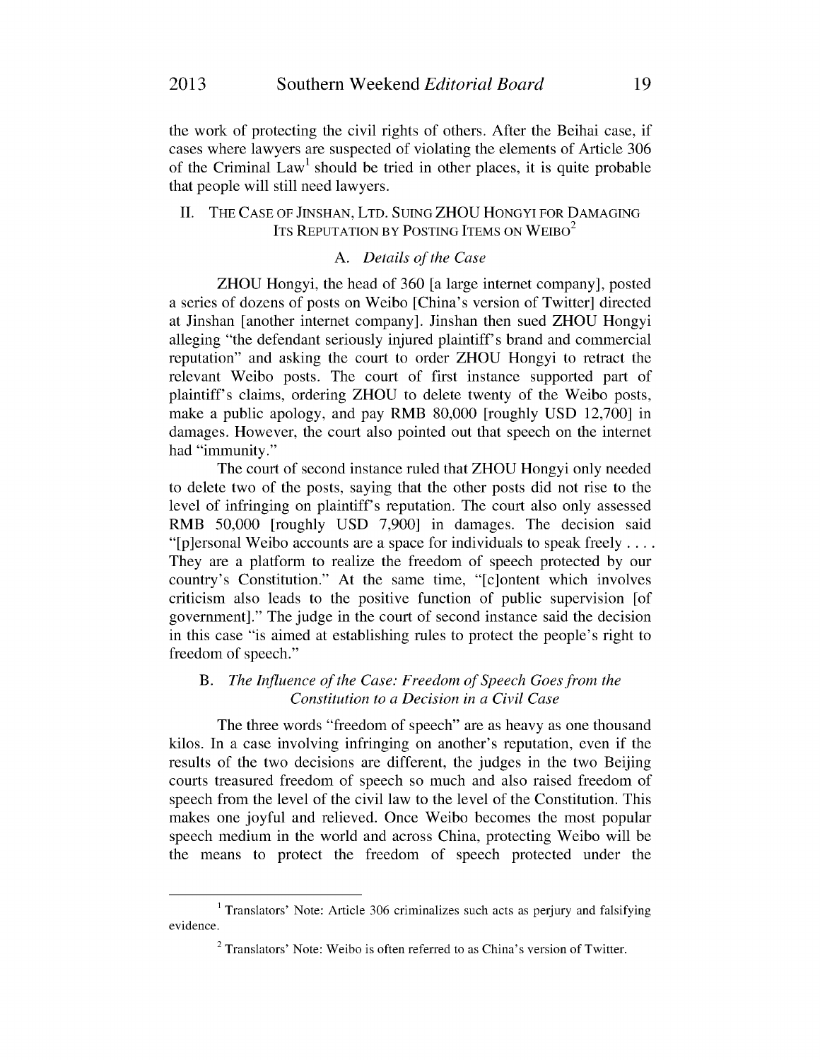the work of protecting the civil rights of others. After the Beihai case, if cases where lawyers are suspected of violating the elements of Article 306 of the Criminal Law[1] should be tried in other places, it is quite probable that people will still need lawyers.

## II. The Case of Jinshan, Ltd. Suing ZHOU Hongyi for Damaging Its Reputation by Posting Items on Weibo[2]

### A. *Details of the Case*

ZHOU Hongyi, the head of 360 [a large internet company], posted a series of dozens of posts on Weibo [China's version of Twitter] directed at Jinshan [another internet company]. Jinshan then sued ZHOU Hongyi alleging "the defendant seriously injured plaintiff's brand and commercial reputation" and asking the court to order ZHOU Hongyi to retract the relevant Weibo posts. The court of first instance supported part of plaintiff's claims, ordering ZHOU to delete twenty of the Weibo posts, make a public apology, and pay RMB 80,000 [roughly USD 12,700] in damages. However, the court also pointed out that speech on the internet had "immunity."

The court of second instance ruled that ZHOU Hongyi only needed to delete two of the posts, saying that the other posts did not rise to the level of infringing on plaintiff's reputation. The court also only assessed RMB 50,000 [roughly USD 7,900] in damages. The decision said "[p]ersonal Weibo accounts are a space for individuals to speak freely . . . . They are a platform to realize the freedom of speech protected by our country's Constitution." At the same time, "[c]ontent which involves criticism also leads to the positive function of public supervision [of government]." The judge in the court of second instance said the decision in this case "is aimed at establishing rules to protect the people's right to freedom of speech."

### B. *The Influence of the Case: Freedom of Speech Goes from the Constitution to a Decision in a Civil Case*

The three words "freedom of speech" are as heavy as one thousand kilos. In a case involving infringing on another's reputation, even if the results of the two decisions are different, the judges in the two Beijing courts treasured freedom of speech so much and also raised freedom of speech from the level of the civil law to the level of the Constitution. This makes one joyful and relieved. Once Weibo becomes the most popular speech medium in the world and across China, protecting Weibo will be the means to protect the freedom of speech protected under the

---

[1] Translators' Note: Article 306 criminalizes such acts as perjury and falsifying evidence.

[2] Translators' Note: Weibo is often referred to as China's version of Twitter.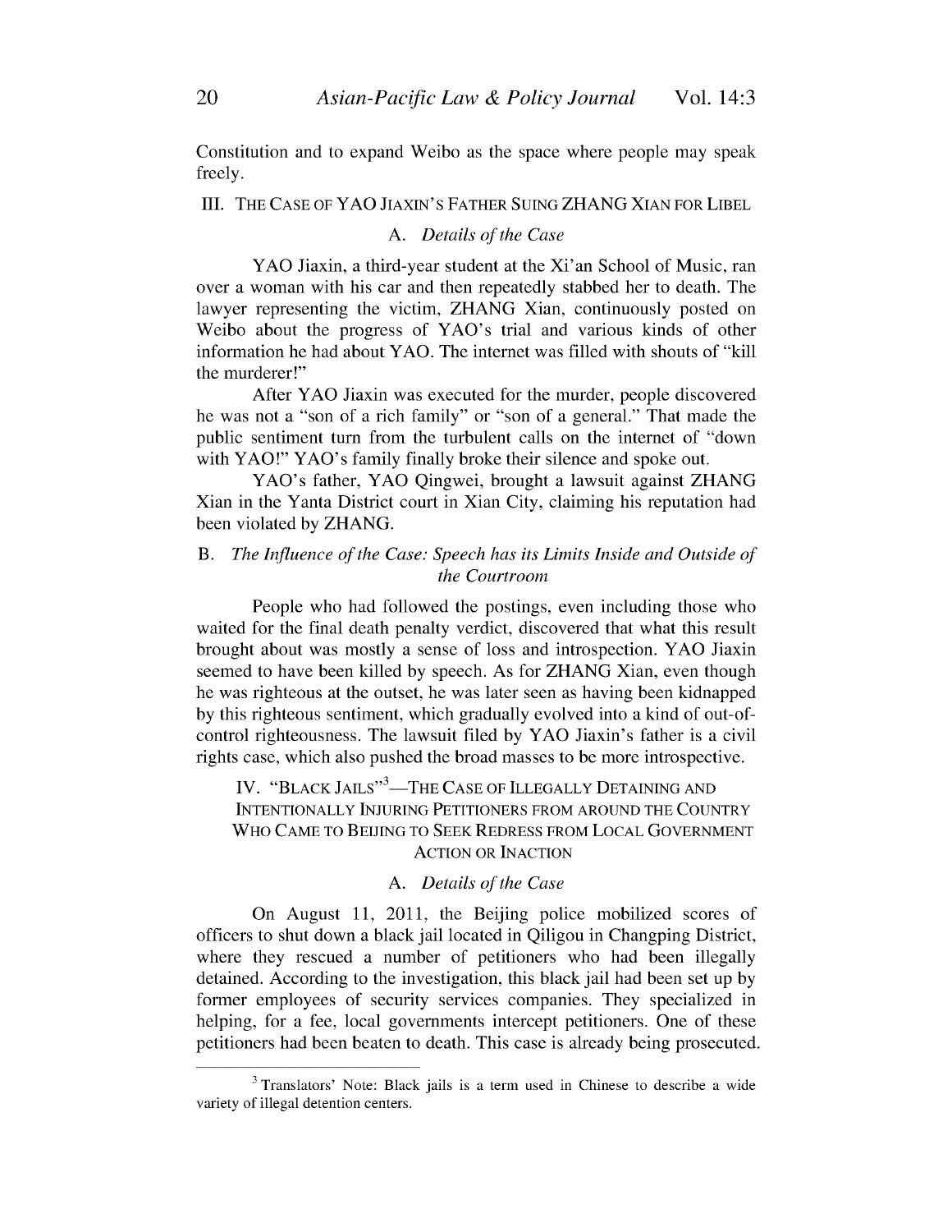Constitution and to expand Weibo as the space where people may speak freely.

## III. THE CASE OF YAO JIAXIN'S FATHER SUING ZHANG XIAN FOR LIBEL

### A. *Details of the Case*

YAO Jiaxin, a third-year student at the Xi'an School of Music, ran over a woman with his car and then repeatedly stabbed her to death. The lawyer representing the victim, ZHANG Xian, continuously posted on Weibo about the progress of YAO's trial and various kinds of other information he had about YAO. The internet was filled with shouts of "kill the murderer!"

After YAO Jiaxin was executed for the murder, people discovered he was not a "son of a rich family" or "son of a general." That made the public sentiment turn from the turbulent calls on the internet of "down with YAO!" YAO's family finally broke their silence and spoke out.

YAO's father, YAO Qingwei, brought a lawsuit against ZHANG Xian in the Yanta District court in Xian City, claiming his reputation had been violated by ZHANG.

### B. *The Influence of the Case: Speech has its Limits Inside and Outside of the Courtroom*

People who had followed the postings, even including those who waited for the final death penalty verdict, discovered that what this result brought about was mostly a sense of loss and introspection. YAO Jiaxin seemed to have been killed by speech. As for ZHANG Xian, even though he was righteous at the outset, he was later seen as having been kidnapped by this righteous sentiment, which gradually evolved into a kind of out-of-control righteousness. The lawsuit filed by YAO Jiaxin's father is a civil rights case, which also pushed the broad masses to be more introspective.

## IV. "BLACK JAILS"[3]—THE CASE OF ILLEGALLY DETAINING AND INTENTIONALLY INJURING PETITIONERS FROM AROUND THE COUNTRY WHO CAME TO BEIJING TO SEEK REDRESS FROM LOCAL GOVERNMENT ACTION OR INACTION

### A. *Details of the Case*

On August 11, 2011, the Beijing police mobilized scores of officers to shut down a black jail located in Qiligou in Changping District, where they rescued a number of petitioners who had been illegally detained. According to the investigation, this black jail had been set up by former employees of security services companies. They specialized in helping, for a fee, local governments intercept petitioners. One of these petitioners had been beaten to death. This case is already being prosecuted.

[3] Translators' Note: Black jails is a term used in Chinese to describe a wide variety of illegal detention centers.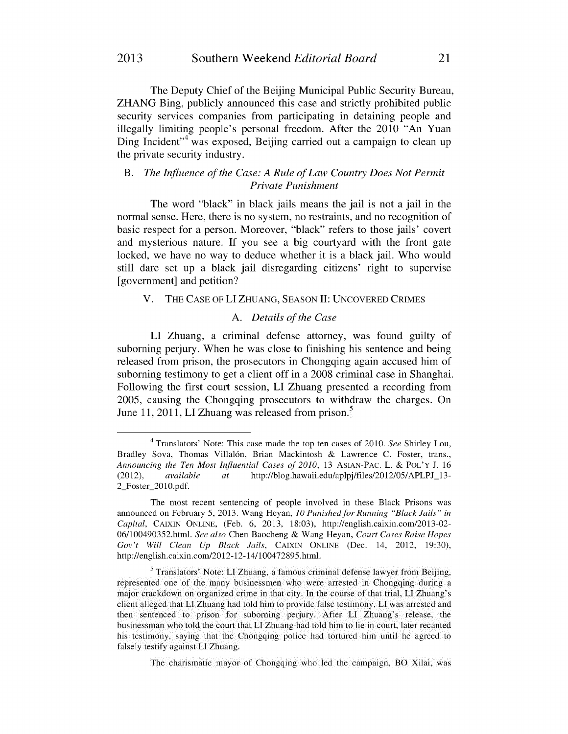The Deputy Chief of the Beijing Municipal Public Security Bureau, ZHANG Bing, publicly announced this case and strictly prohibited public security services companies from participating in detaining people and illegally limiting people's personal freedom. After the 2010 "An Yuan Ding Incident"[4] was exposed, Beijing carried out a campaign to clean up the private security industry.

### B. *The Influence of the Case: A Rule of Law Country Does Not Permit Private Punishment*

The word "black" in black jails means the jail is not a jail in the normal sense. Here, there is no system, no restraints, and no recognition of basic respect for a person. Moreover, "black" refers to those jails' covert and mysterious nature. If you see a big courtyard with the front gate locked, we have no way to deduce whether it is a black jail. Who would still dare set up a black jail disregarding citizens' right to supervise [government] and petition?

## V. THE CASE OF LI ZHUANG, SEASON II: UNCOVERED CRIMES

### A. *Details of the Case*

LI Zhuang, a criminal defense attorney, was found guilty of suborning perjury. When he was close to finishing his sentence and being released from prison, the prosecutors in Chongqing again accused him of suborning testimony to get a client off in a 2008 criminal case in Shanghai. Following the first court session, LI Zhuang presented a recording from 2005, causing the Chongqing prosecutors to withdraw the charges. On June 11, 2011, LI Zhuang was released from prison.[5]

---

[4] Translators' Note: This case made the top ten cases of 2010. *See* Shirley Lou, Bradley Sova, Thomas Villalón, Brian Mackintosh & Lawrence C. Foster, trans., *Announcing the Ten Most Influential Cases of 2010*, 13 ASIAN-PAC. L. & POL'Y J. 16 (2012), *available at* http://blog.hawaii.edu/aplpj/files/2012/05/APLPJ_13-2_Foster_2010.pdf.

The most recent sentencing of people involved in these Black Prisons was announced on February 5, 2013. Wang Heyan, *10 Punished for Running "Black Jails" in Capital*, CAIXIN ONLINE, (Feb. 6, 2013, 18:03), http://english.caixin.com/2013-02-06/100490352.html. *See also* Chen Baocheng & Wang Heyan, *Court Cases Raise Hopes Gov't Will Clean Up Black Jails*, CAIXIN ONLINE (Dec. 14, 2012, 19:30), http://english.caixin.com/2012-12-14/100472895.html.

[5] Translators' Note: LI Zhuang, a famous criminal defense lawyer from Beijing, represented one of the many businessmen who were arrested in Chongqing during a major crackdown on organized crime in that city. In the course of that trial, LI Zhuang's client alleged that LI Zhuang had told him to provide false testimony. LI was arrested and then sentenced to prison for suborning perjury. After LI Zhuang's release, the businessman who told the court that LI Zhuang had told him to lie in court, later recanted his testimony, saying that the Chongqing police had tortured him until he agreed to falsely testify against LI Zhuang.

The charismatic mayor of Chongqing who led the campaign, BO Xilai, was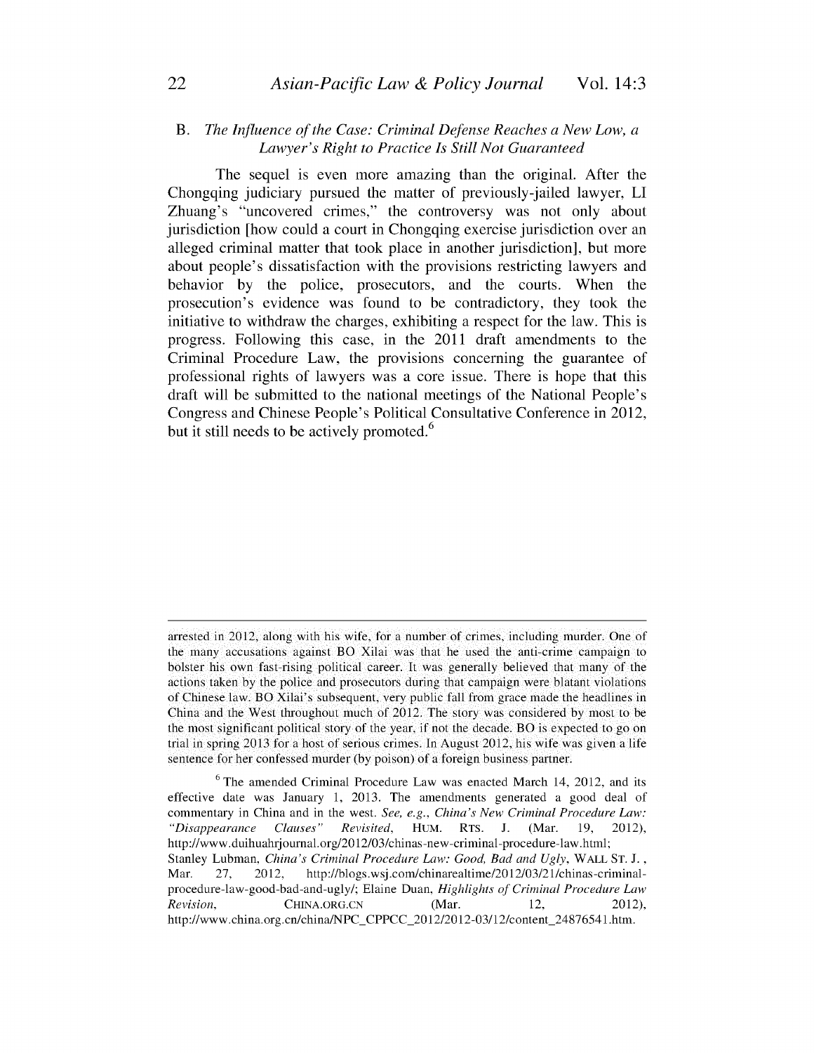### B. *The Influence of the Case: Criminal Defense Reaches a New Low, a Lawyer's Right to Practice Is Still Not Guaranteed*

The sequel is even more amazing than the original. After the Chongqing judiciary pursued the matter of previously-jailed lawyer, LI Zhuang's "uncovered crimes," the controversy was not only about jurisdiction [how could a court in Chongqing exercise jurisdiction over an alleged criminal matter that took place in another jurisdiction], but more about people's dissatisfaction with the provisions restricting lawyers and behavior by the police, prosecutors, and the courts. When the prosecution's evidence was found to be contradictory, they took the initiative to withdraw the charges, exhibiting a respect for the law. This is progress. Following this case, in the 2011 draft amendments to the Criminal Procedure Law, the provisions concerning the guarantee of professional rights of lawyers was a core issue. There is hope that this draft will be submitted to the national meetings of the National People's Congress and Chinese People's Political Consultative Conference in 2012, but it still needs to be actively promoted.[6]

---

arrested in 2012, along with his wife, for a number of crimes, including murder. One of the many accusations against BO Xilai was that he used the anti-crime campaign to bolster his own fast-rising political career. It was generally believed that many of the actions taken by the police and prosecutors during that campaign were blatant violations of Chinese law. BO Xilai's subsequent, very public fall from grace made the headlines in China and the West throughout much of 2012. The story was considered by most to be the most significant political story of the year, if not the decade. BO is expected to go on trial in spring 2013 for a host of serious crimes. In August 2012, his wife was given a life sentence for her confessed murder (by poison) of a foreign business partner.

[6] The amended Criminal Procedure Law was enacted March 14, 2012, and its effective date was January 1, 2013. The amendments generated a good deal of commentary in China and in the west. *See, e.g.*, *China's New Criminal Procedure Law: "Disappearance Clauses" Revisited*, HUM. RTS. J. (Mar. 19, 2012), http://www.duihuahrjournal.org/2012/03/chinas-new-criminal-procedure-law.html; Stanley Lubman, *China's Criminal Procedure Law: Good, Bad and Ugly*, WALL ST. J., Mar. 27, 2012, http://blogs.wsj.com/chinarealtime/2012/03/21/chinas-criminal-procedure-law-good-bad-and-ugly/; Elaine Duan, *Highlights of Criminal Procedure Law Revision*, CHINA.ORG.CN (Mar. 12, 2012), http://www.china.org.cn/china/NPC_CPPCC_2012/2012-03/12/content_24876541.htm.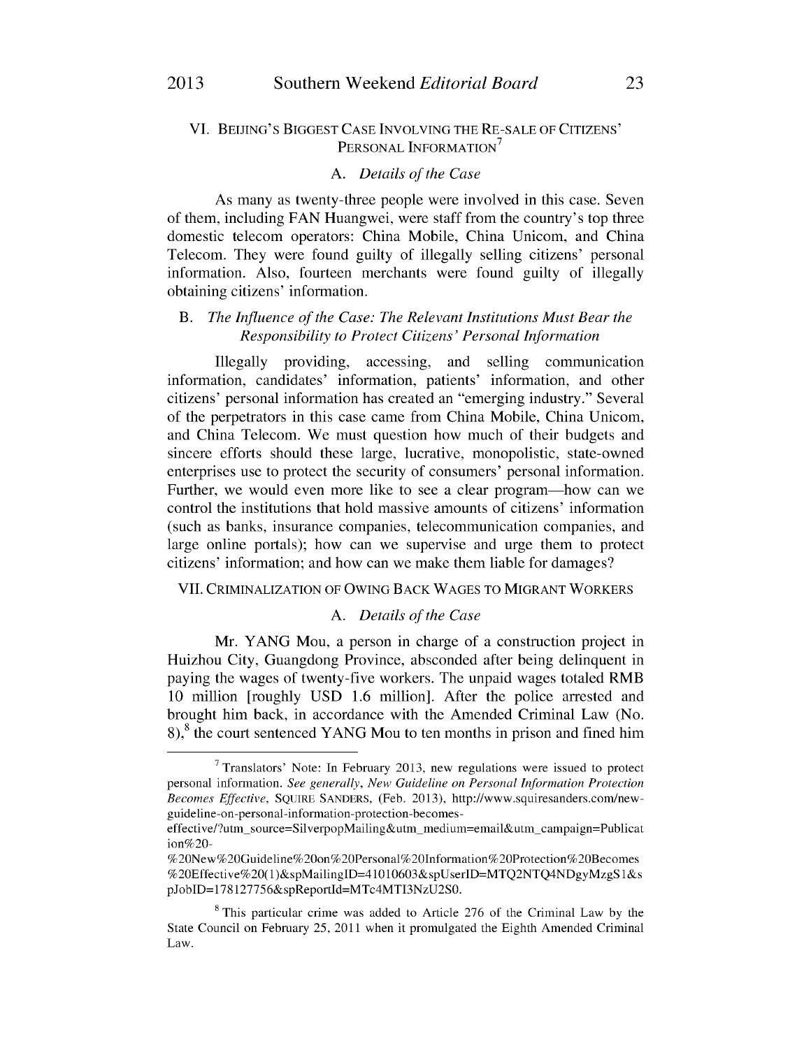## VI. BEIJING'S BIGGEST CASE INVOLVING THE RE-SALE OF CITIZENS' PERSONAL INFORMATION[7]

### A. *Details of the Case*

As many as twenty-three people were involved in this case. Seven of them, including FAN Huangwei, were staff from the country's top three domestic telecom operators: China Mobile, China Unicom, and China Telecom. They were found guilty of illegally selling citizens' personal information. Also, fourteen merchants were found guilty of illegally obtaining citizens' information.

### B. *The Influence of the Case: The Relevant Institutions Must Bear the Responsibility to Protect Citizens' Personal Information*

Illegally providing, accessing, and selling communication information, candidates' information, patients' information, and other citizens' personal information has created an "emerging industry." Several of the perpetrators in this case came from China Mobile, China Unicom, and China Telecom. We must question how much of their budgets and sincere efforts should these large, lucrative, monopolistic, state-owned enterprises use to protect the security of consumers' personal information. Further, we would even more like to see a clear program—how can we control the institutions that hold massive amounts of citizens' information (such as banks, insurance companies, telecommunication companies, and large online portals); how can we supervise and urge them to protect citizens' information; and how can we make them liable for damages?

## VII. CRIMINALIZATION OF OWING BACK WAGES TO MIGRANT WORKERS

### A. *Details of the Case*

Mr. YANG Mou, a person in charge of a construction project in Huizhou City, Guangdong Province, absconded after being delinquent in paying the wages of twenty-five workers. The unpaid wages totaled RMB 10 million [roughly USD 1.6 million]. After the police arrested and brought him back, in accordance with the Amended Criminal Law (No. 8),[8] the court sentenced YANG Mou to ten months in prison and fined him

---

[7] Translators' Note: In February 2013, new regulations were issued to protect personal information. *See generally*, *New Guideline on Personal Information Protection Becomes Effective*, SQUIRE SANDERS, (Feb. 2013), http://www.squiresanders.com/new-guideline-on-personal-information-protection-becomes-effective/?utm_source=SilverpopMailing&utm_medium=email&utm_campaign=Publication%20-%20New%20Guideline%20on%20Personal%20Information%20Protection%20Becomes%20Effective%20(1)&spMailingID=41010603&spUserID=MTQ2NTQ4NDgyMzgS1&spJobID=178127756&spReportId=MTc4MTI3NzU2S0.

[8] This particular crime was added to Article 276 of the Criminal Law by the State Council on February 25, 2011 when it promulgated the Eighth Amended Criminal Law.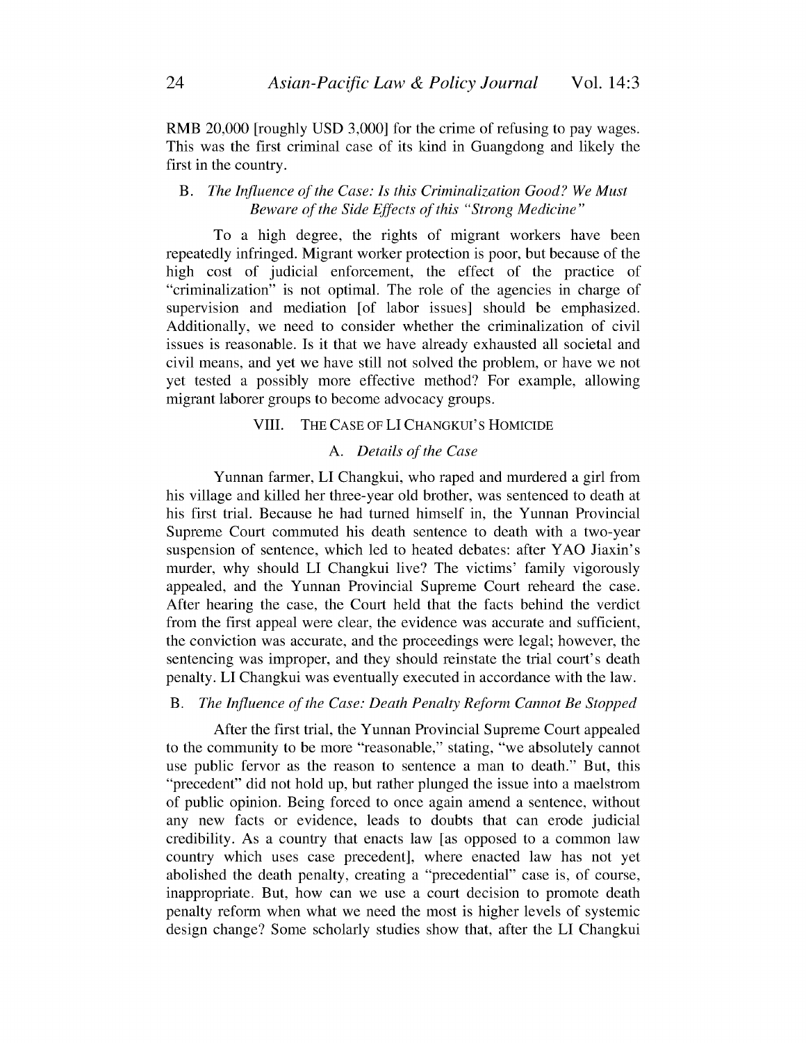RMB 20,000 [roughly USD 3,000] for the crime of refusing to pay wages. This was the first criminal case of its kind in Guangdong and likely the first in the country.

### B. *The Influence of the Case: Is this Criminalization Good? We Must Beware of the Side Effects of this "Strong Medicine"*

To a high degree, the rights of migrant workers have been repeatedly infringed. Migrant worker protection is poor, but because of the high cost of judicial enforcement, the effect of the practice of "criminalization" is not optimal. The role of the agencies in charge of supervision and mediation [of labor issues] should be emphasized. Additionally, we need to consider whether the criminalization of civil issues is reasonable. Is it that we have already exhausted all societal and civil means, and yet we have still not solved the problem, or have we not yet tested a possibly more effective method? For example, allowing migrant laborer groups to become advocacy groups.

## VIII. THE CASE OF LI CHANGKUI'S HOMICIDE

### A. *Details of the Case*

Yunnan farmer, LI Changkui, who raped and murdered a girl from his village and killed her three-year old brother, was sentenced to death at his first trial. Because he had turned himself in, the Yunnan Provincial Supreme Court commuted his death sentence to death with a two-year suspension of sentence, which led to heated debates: after YAO Jiaxin's murder, why should LI Changkui live? The victims' family vigorously appealed, and the Yunnan Provincial Supreme Court reheard the case. After hearing the case, the Court held that the facts behind the verdict from the first appeal were clear, the evidence was accurate and sufficient, the conviction was accurate, and the proceedings were legal; however, the sentencing was improper, and they should reinstate the trial court's death penalty. LI Changkui was eventually executed in accordance with the law.

### B. *The Influence of the Case: Death Penalty Reform Cannot Be Stopped*

After the first trial, the Yunnan Provincial Supreme Court appealed to the community to be more "reasonable," stating, "we absolutely cannot use public fervor as the reason to sentence a man to death." But, this "precedent" did not hold up, but rather plunged the issue into a maelstrom of public opinion. Being forced to once again amend a sentence, without any new facts or evidence, leads to doubts that can erode judicial credibility. As a country that enacts law [as opposed to a common law country which uses case precedent], where enacted law has not yet abolished the death penalty, creating a "precedential" case is, of course, inappropriate. But, how can we use a court decision to promote death penalty reform when what we need the most is higher levels of systemic design change? Some scholarly studies show that, after the LI Changkui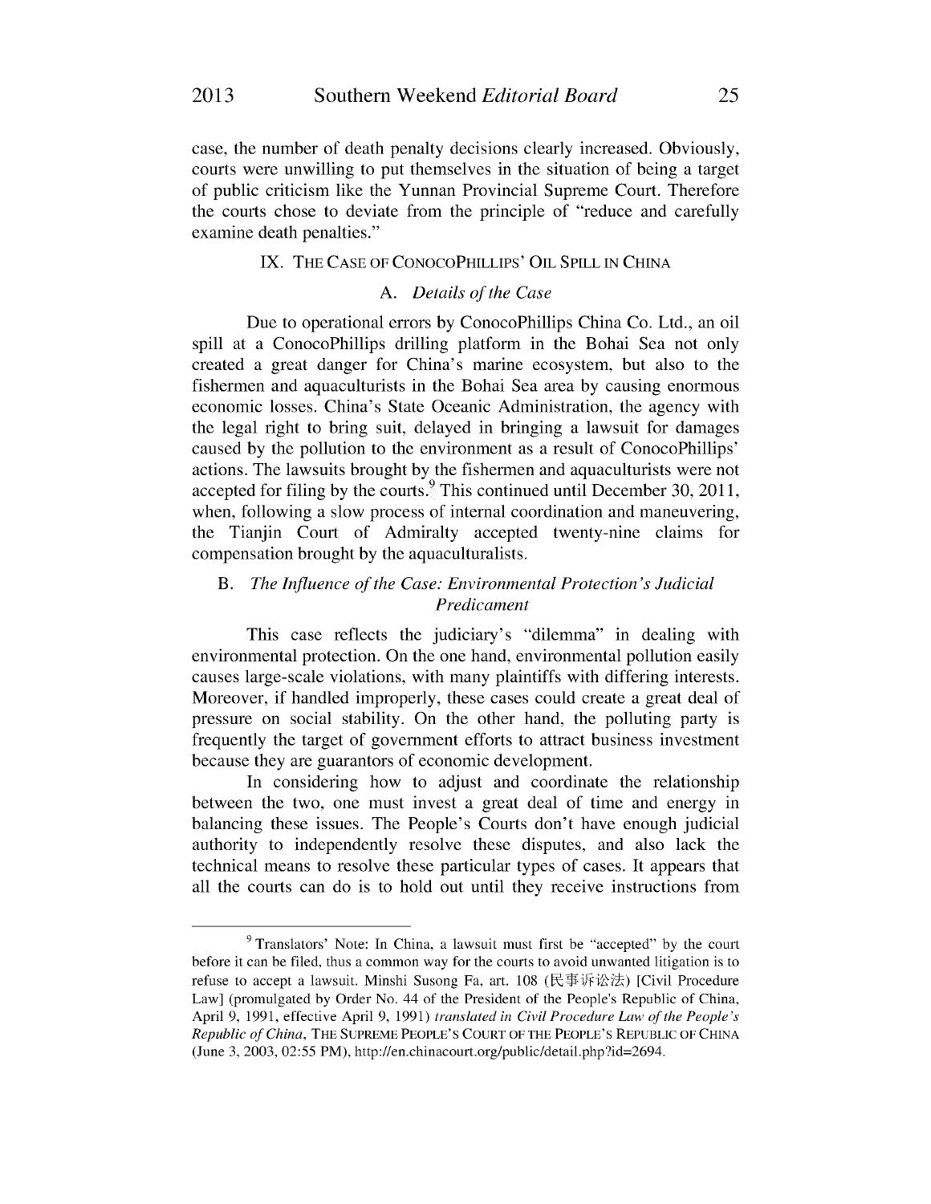case, the number of death penalty decisions clearly increased. Obviously, courts were unwilling to put themselves in the situation of being a target of public criticism like the Yunnan Provincial Supreme Court. Therefore the courts chose to deviate from the principle of "reduce and carefully examine death penalties."

## IX. THE CASE OF CONOCOPHILLIPS' OIL SPILL IN CHINA

### A. *Details of the Case*

Due to operational errors by ConocoPhillips China Co. Ltd., an oil spill at a ConocoPhillips drilling platform in the Bohai Sea not only created a great danger for China's marine ecosystem, but also to the fishermen and aquaculturists in the Bohai Sea area by causing enormous economic losses. China's State Oceanic Administration, the agency with the legal right to bring suit, delayed in bringing a lawsuit for damages caused by the pollution to the environment as a result of ConocoPhillips' actions. The lawsuits brought by the fishermen and aquaculturists were not accepted for filing by the courts.[9] This continued until December 30, 2011, when, following a slow process of internal coordination and maneuvering, the Tianjin Court of Admiralty accepted twenty-nine claims for compensation brought by the aquaculturalists.

### B. *The Influence of the Case: Environmental Protection's Judicial Predicament*

This case reflects the judiciary's "dilemma" in dealing with environmental protection. On the one hand, environmental pollution easily causes large-scale violations, with many plaintiffs with differing interests. Moreover, if handled improperly, these cases could create a great deal of pressure on social stability. On the other hand, the polluting party is frequently the target of government efforts to attract business investment because they are guarantors of economic development.

In considering how to adjust and coordinate the relationship between the two, one must invest a great deal of time and energy in balancing these issues. The People's Courts don't have enough judicial authority to independently resolve these disputes, and also lack the technical means to resolve these particular types of cases. It appears that all the courts can do is to hold out until they receive instructions from

---

[9] Translators' Note: In China, a lawsuit must first be "accepted" by the court before it can be filed, thus a common way for the courts to avoid unwanted litigation is to refuse to accept a lawsuit. Minshi Susong Fa, art. 108 (民事诉讼法) [Civil Procedure Law] (promulgated by Order No. 44 of the President of the People's Republic of China, April 9, 1991, effective April 9, 1991) *translated in Civil Procedure Law of the People's Republic of China*, THE SUPREME PEOPLE'S COURT OF THE PEOPLE'S REPUBLIC OF CHINA (June 3, 2003, 02:55 PM), http://en.chinacourt.org/public/detail.php?id=2694.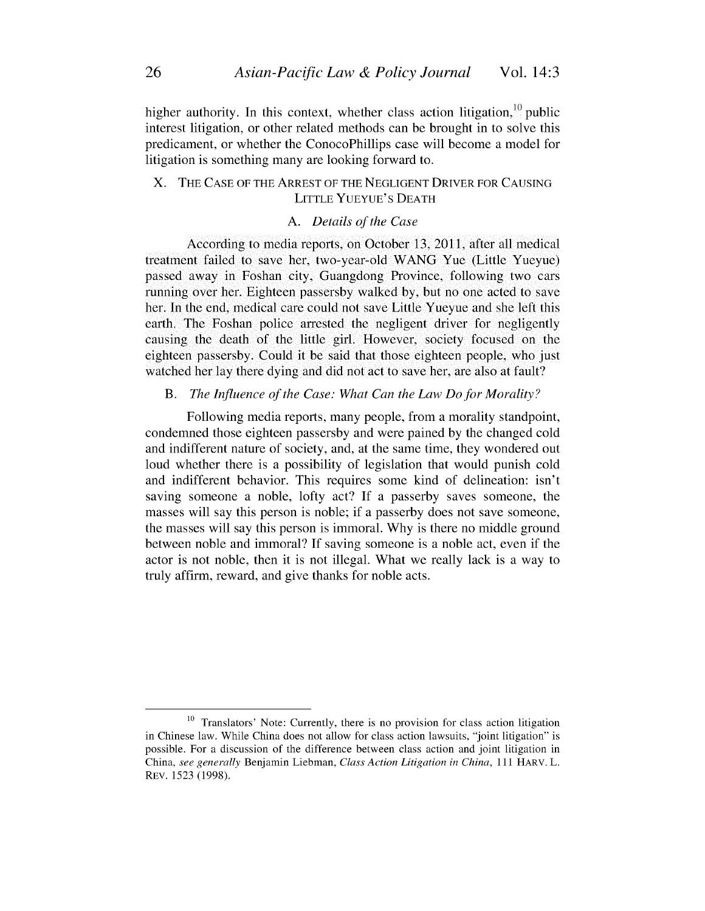higher authority. In this context, whether class action litigation,[10] public interest litigation, or other related methods can be brought in to solve this predicament, or whether the ConocoPhillips case will become a model for litigation is something many are looking forward to.

## X. THE CASE OF THE ARREST OF THE NEGLIGENT DRIVER FOR CAUSING LITTLE YUEYUE'S DEATH

### A. *Details of the Case*

According to media reports, on October 13, 2011, after all medical treatment failed to save her, two-year-old WANG Yue (Little Yueyue) passed away in Foshan city, Guangdong Province, following two cars running over her. Eighteen passersby walked by, but no one acted to save her. In the end, medical care could not save Little Yueyue and she left this earth. The Foshan police arrested the negligent driver for negligently causing the death of the little girl. However, society focused on the eighteen passersby. Could it be said that those eighteen people, who just watched her lay there dying and did not act to save her, are also at fault?

### B. *The Influence of the Case: What Can the Law Do for Morality?*

Following media reports, many people, from a morality standpoint, condemned those eighteen passersby and were pained by the changed cold and indifferent nature of society, and, at the same time, they wondered out loud whether there is a possibility of legislation that would punish cold and indifferent behavior. This requires some kind of delineation: isn't saving someone a noble, lofty act? If a passerby saves someone, the masses will say this person is noble; if a passerby does not save someone, the masses will say this person is immoral. Why is there no middle ground between noble and immoral? If saving someone is a noble act, even if the actor is not noble, then it is not illegal. What we really lack is a way to truly affirm, reward, and give thanks for noble acts.

---

[10] Translators' Note: Currently, there is no provision for class action litigation in Chinese law. While China does not allow for class action lawsuits, "joint litigation" is possible. For a discussion of the difference between class action and joint litigation in China, *see generally* Benjamin Liebman, *Class Action Litigation in China*, 111 HARV. L. REV. 1523 (1998).